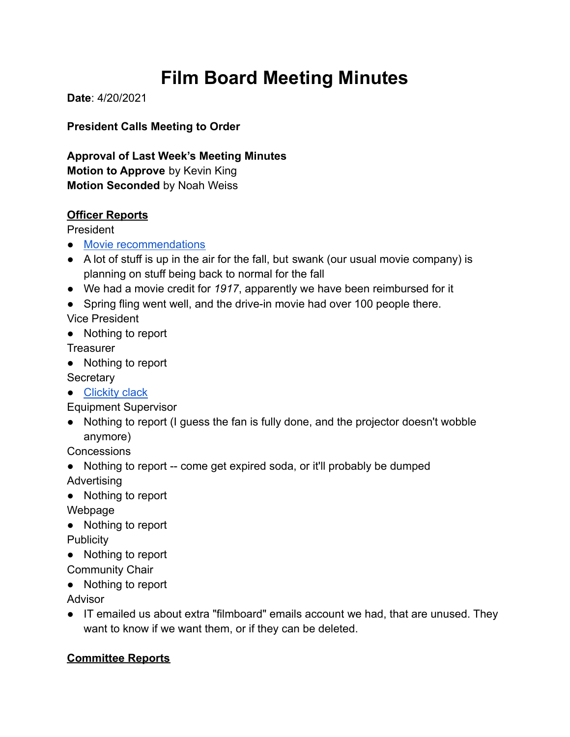# Film Board Meeting Minutes

**Date**: 4/20/2021

**President Calls Meeting to Order**

**Approval of Last Week's Meeting Minutes**
**Motion to Approve** by Kevin King
**Motion Seconded** by Noah Weiss

**<u>Officer Reports</u>**

President

- Movie recommendations
- A lot of stuff is up in the air for the fall, but swank (our usual movie company) is planning on stuff being back to normal for the fall
- We had a movie credit for *1917*, apparently we have been reimbursed for it
- Spring fling went well, and the drive-in movie had over 100 people there.

Vice President

- Nothing to report

Treasurer

- Nothing to report

Secretary

- Clickity clack

Equipment Supervisor

- Nothing to report (I guess the fan is fully done, and the projector doesn't wobble anymore)

Concessions

- Nothing to report -- come get expired soda, or it'll probably be dumped

Advertising

- Nothing to report

Webpage

- Nothing to report

Publicity

- Nothing to report

Community Chair

- Nothing to report

Advisor

- IT emailed us about extra "filmboard" emails account we had, that are unused. They want to know if we want them, or if they can be deleted.

**<u>Committee Reports</u>**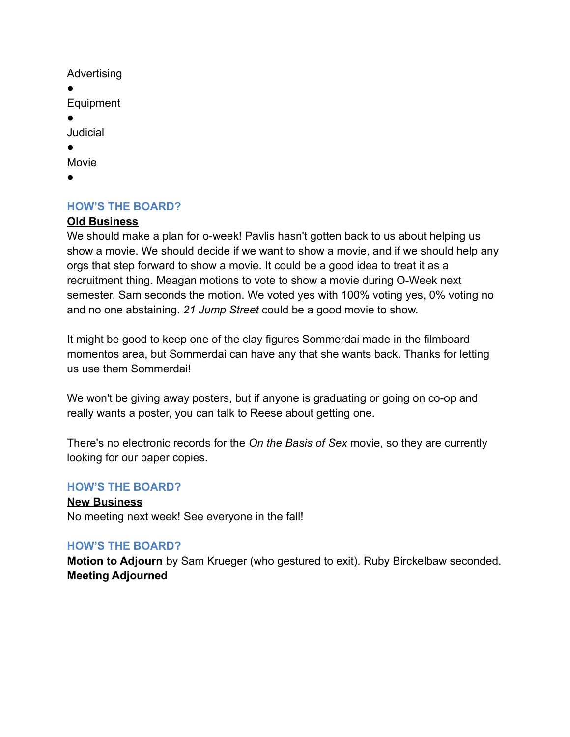Advertising

●

Equipment

●

Judicial

●

Movie

●

## HOW'S THE BOARD?

**Old Business**

We should make a plan for o-week! Pavlis hasn't gotten back to us about helping us show a movie. We should decide if we want to show a movie, and if we should help any orgs that step forward to show a movie. It could be a good idea to treat it as a recruitment thing. Meagan motions to vote to show a movie during O-Week next semester. Sam seconds the motion. We voted yes with 100% voting yes, 0% voting no and no one abstaining. *21 Jump Street* could be a good movie to show.

It might be good to keep one of the clay figures Sommerdai made in the filmboard momentos area, but Sommerdai can have any that she wants back. Thanks for letting us use them Sommerdai!

We won't be giving away posters, but if anyone is graduating or going on co-op and really wants a poster, you can talk to Reese about getting one.

There's no electronic records for the *On the Basis of Sex* movie, so they are currently looking for our paper copies.

## HOW'S THE BOARD?

**New Business**

No meeting next week! See everyone in the fall!

## HOW'S THE BOARD?

**Motion to Adjourn** by Sam Krueger (who gestured to exit). Ruby Birckelbaw seconded.

**Meeting Adjourned**